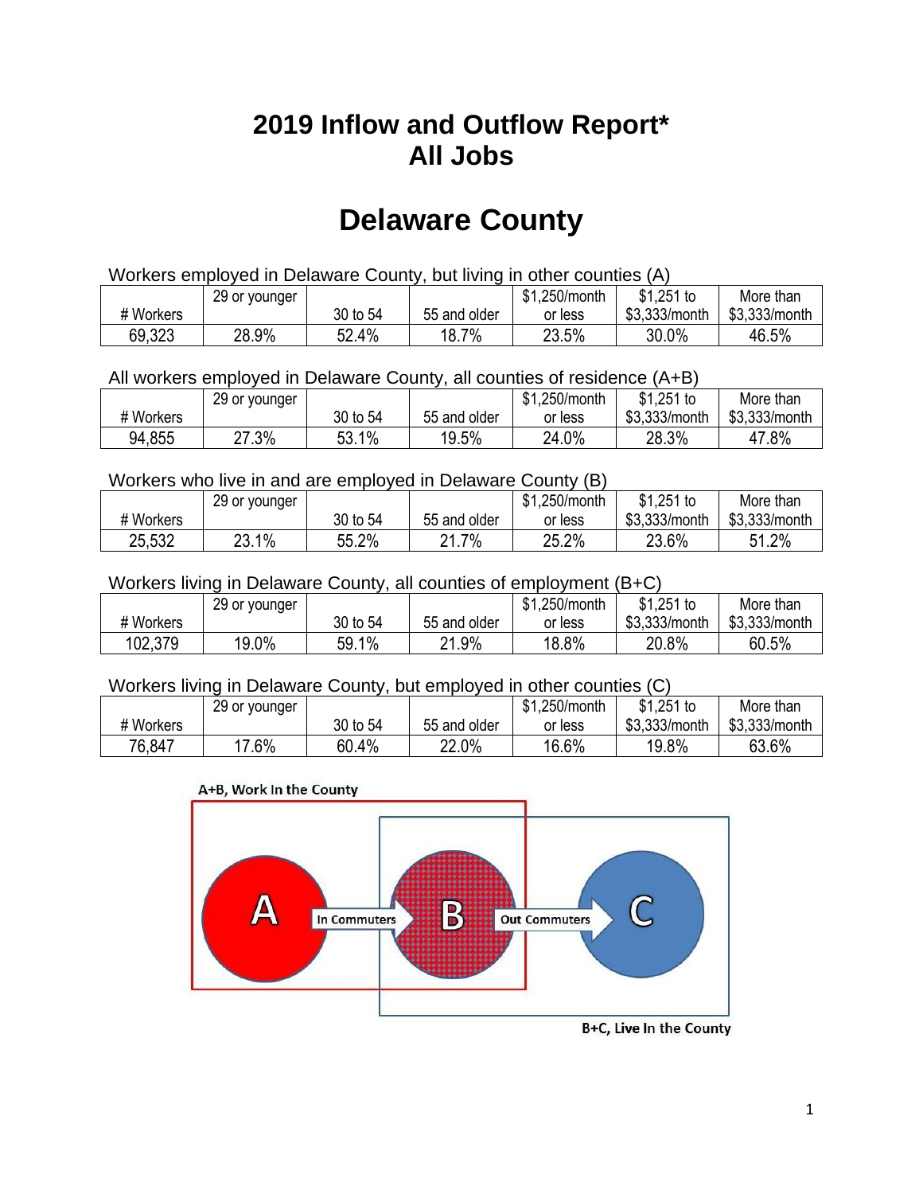# 2019 Inflow and Outflow Report*
# All Jobs

## Delaware County

Workers employed in Delaware County, but living in other counties (A)

| # Workers | 29 or younger | 30 to 54 | 55 and older | $1,250/month or less | $1,251 to $3,333/month | More than $3,333/month |
|---|---|---|---|---|---|---|
| 69,323 | 28.9% | 52.4% | 18.7% | 23.5% | 30.0% | 46.5% |

All workers employed in Delaware County, all counties of residence (A+B)

| # Workers | 29 or younger | 30 to 54 | 55 and older | $1,250/month or less | $1,251 to $3,333/month | More than $3,333/month |
|---|---|---|---|---|---|---|
| 94,855 | 27.3% | 53.1% | 19.5% | 24.0% | 28.3% | 47.8% |

Workers who live in and are employed in Delaware County (B)

| # Workers | 29 or younger | 30 to 54 | 55 and older | $1,250/month or less | $1,251 to $3,333/month | More than $3,333/month |
|---|---|---|---|---|---|---|
| 25,532 | 23.1% | 55.2% | 21.7% | 25.2% | 23.6% | 51.2% |

Workers living in Delaware County, all counties of employment (B+C)

| # Workers | 29 or younger | 30 to 54 | 55 and older | $1,250/month or less | $1,251 to $3,333/month | More than $3,333/month |
|---|---|---|---|---|---|---|
| 102,379 | 19.0% | 59.1% | 21.9% | 18.8% | 20.8% | 60.5% |

Workers living in Delaware County, but employed in other counties (C)

| # Workers | 29 or younger | 30 to 54 | 55 and older | $1,250/month or less | $1,251 to $3,333/month | More than $3,333/month |
|---|---|---|---|---|---|---|
| 76,847 | 17.6% | 60.4% | 22.0% | 16.6% | 19.8% | 63.6% |

A+B, Work In the County

A — In Commuters → B — Out Commuters → C

B+C, Live In the County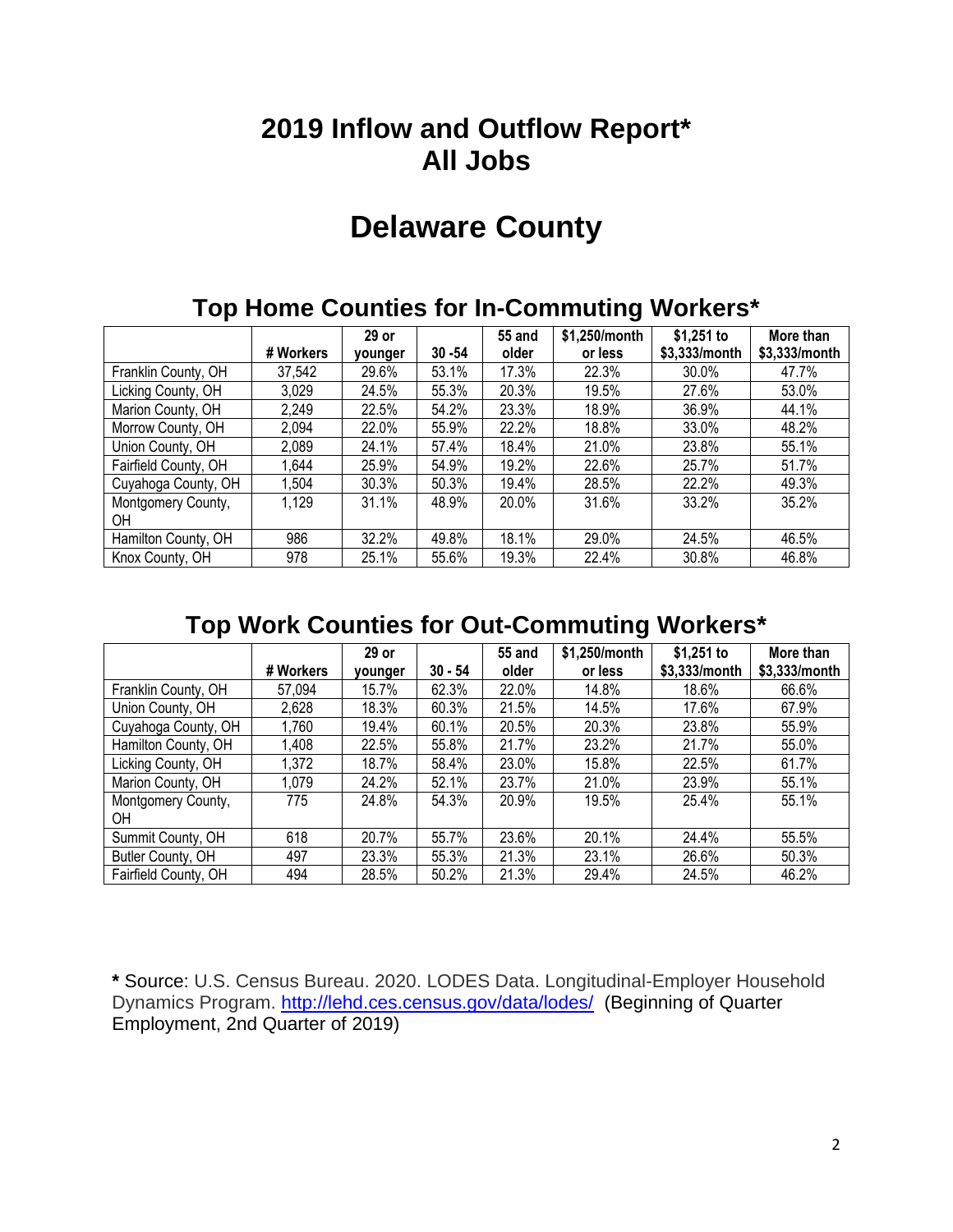# 2019 Inflow and Outflow Report*
# All Jobs

# Delaware County

## Top Home Counties for In-Commuting Workers*

| | # Workers | 29 or younger | 30 -54 | 55 and older | $1,250/month or less | $1,251 to $3,333/month | More than $3,333/month |
|---|---|---|---|---|---|---|---|
| Franklin County, OH | 37,542 | 29.6% | 53.1% | 17.3% | 22.3% | 30.0% | 47.7% |
| Licking County, OH | 3,029 | 24.5% | 55.3% | 20.3% | 19.5% | 27.6% | 53.0% |
| Marion County, OH | 2,249 | 22.5% | 54.2% | 23.3% | 18.9% | 36.9% | 44.1% |
| Morrow County, OH | 2,094 | 22.0% | 55.9% | 22.2% | 18.8% | 33.0% | 48.2% |
| Union County, OH | 2,089 | 24.1% | 57.4% | 18.4% | 21.0% | 23.8% | 55.1% |
| Fairfield County, OH | 1,644 | 25.9% | 54.9% | 19.2% | 22.6% | 25.7% | 51.7% |
| Cuyahoga County, OH | 1,504 | 30.3% | 50.3% | 19.4% | 28.5% | 22.2% | 49.3% |
| Montgomery County, OH | 1,129 | 31.1% | 48.9% | 20.0% | 31.6% | 33.2% | 35.2% |
| Hamilton County, OH | 986 | 32.2% | 49.8% | 18.1% | 29.0% | 24.5% | 46.5% |
| Knox County, OH | 978 | 25.1% | 55.6% | 19.3% | 22.4% | 30.8% | 46.8% |

## Top Work Counties for Out-Commuting Workers*

| | # Workers | 29 or younger | 30 - 54 | 55 and older | $1,250/month or less | $1,251 to $3,333/month | More than $3,333/month |
|---|---|---|---|---|---|---|---|
| Franklin County, OH | 57,094 | 15.7% | 62.3% | 22.0% | 14.8% | 18.6% | 66.6% |
| Union County, OH | 2,628 | 18.3% | 60.3% | 21.5% | 14.5% | 17.6% | 67.9% |
| Cuyahoga County, OH | 1,760 | 19.4% | 60.1% | 20.5% | 20.3% | 23.8% | 55.9% |
| Hamilton County, OH | 1,408 | 22.5% | 55.8% | 21.7% | 23.2% | 21.7% | 55.0% |
| Licking County, OH | 1,372 | 18.7% | 58.4% | 23.0% | 15.8% | 22.5% | 61.7% |
| Marion County, OH | 1,079 | 24.2% | 52.1% | 23.7% | 21.0% | 23.9% | 55.1% |
| Montgomery County, OH | 775 | 24.8% | 54.3% | 20.9% | 19.5% | 25.4% | 55.1% |
| Summit County, OH | 618 | 20.7% | 55.7% | 23.6% | 20.1% | 24.4% | 55.5% |
| Butler County, OH | 497 | 23.3% | 55.3% | 21.3% | 23.1% | 26.6% | 50.3% |
| Fairfield County, OH | 494 | 28.5% | 50.2% | 21.3% | 29.4% | 24.5% | 46.2% |

**\*** Source: U.S. Census Bureau. 2020. LODES Data. Longitudinal-Employer Household Dynamics Program. http://lehd.ces.census.gov/data/lodes/ (Beginning of Quarter Employment, 2nd Quarter of 2019)